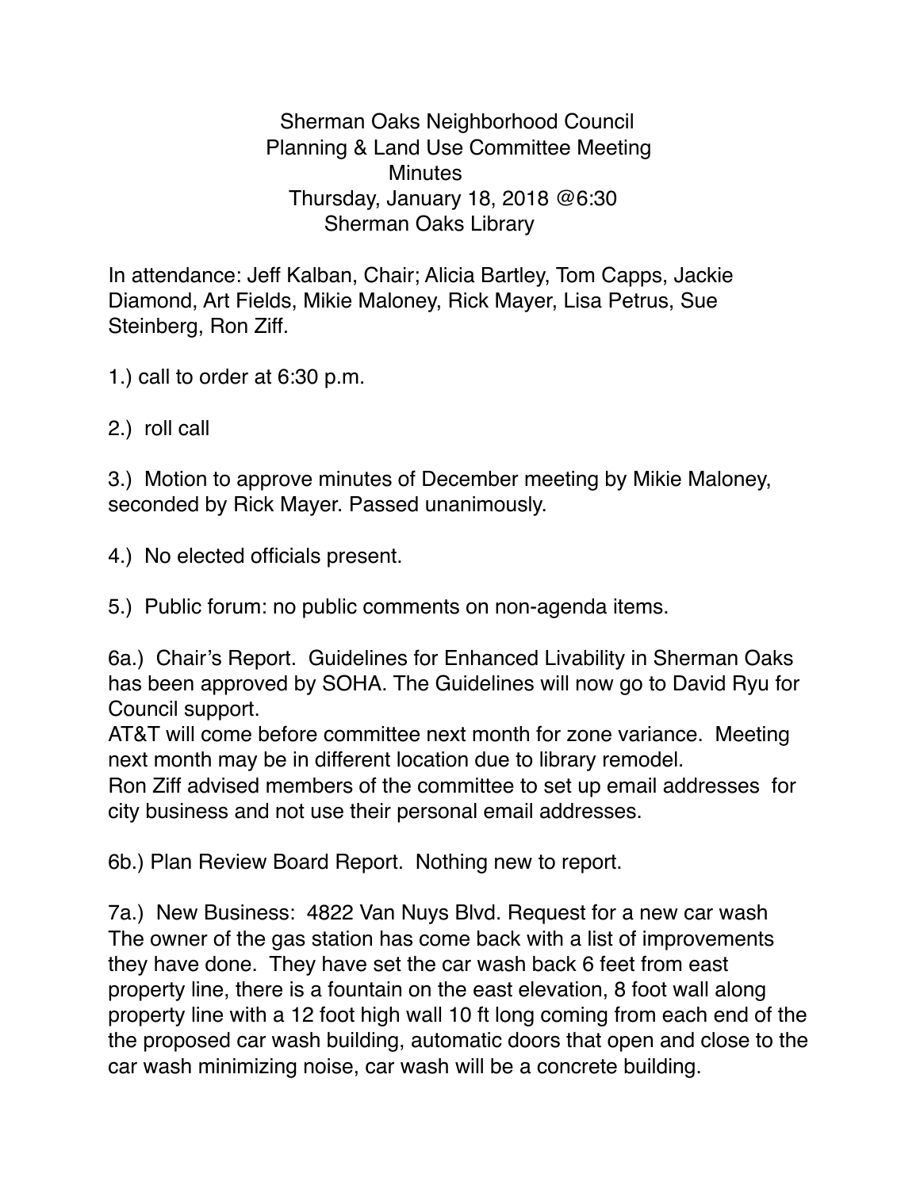Sherman Oaks Neighborhood Council
Planning & Land Use Committee Meeting
Minutes
Thursday, January 18, 2018 @6:30
Sherman Oaks Library

In attendance: Jeff Kalban, Chair; Alicia Bartley, Tom Capps, Jackie Diamond, Art Fields, Mikie Maloney, Rick Mayer, Lisa Petrus, Sue Steinberg, Ron Ziff.

1.) call to order at 6:30 p.m.

2.) roll call

3.) Motion to approve minutes of December meeting by Mikie Maloney, seconded by Rick Mayer. Passed unanimously.

4.) No elected officials present.

5.) Public forum: no public comments on non-agenda items.

6a.) Chair's Report. Guidelines for Enhanced Livability in Sherman Oaks has been approved by SOHA. The Guidelines will now go to David Ryu for Council support.
AT&T will come before committee next month for zone variance. Meeting next month may be in different location due to library remodel.
Ron Ziff advised members of the committee to set up email addresses for city business and not use their personal email addresses.

6b.) Plan Review Board Report. Nothing new to report.

7a.) New Business: 4822 Van Nuys Blvd. Request for a new car wash
The owner of the gas station has come back with a list of improvements they have done. They have set the car wash back 6 feet from east property line, there is a fountain on the east elevation, 8 foot wall along property line with a 12 foot high wall 10 ft long coming from each end of the the proposed car wash building, automatic doors that open and close to the car wash minimizing noise, car wash will be a concrete building.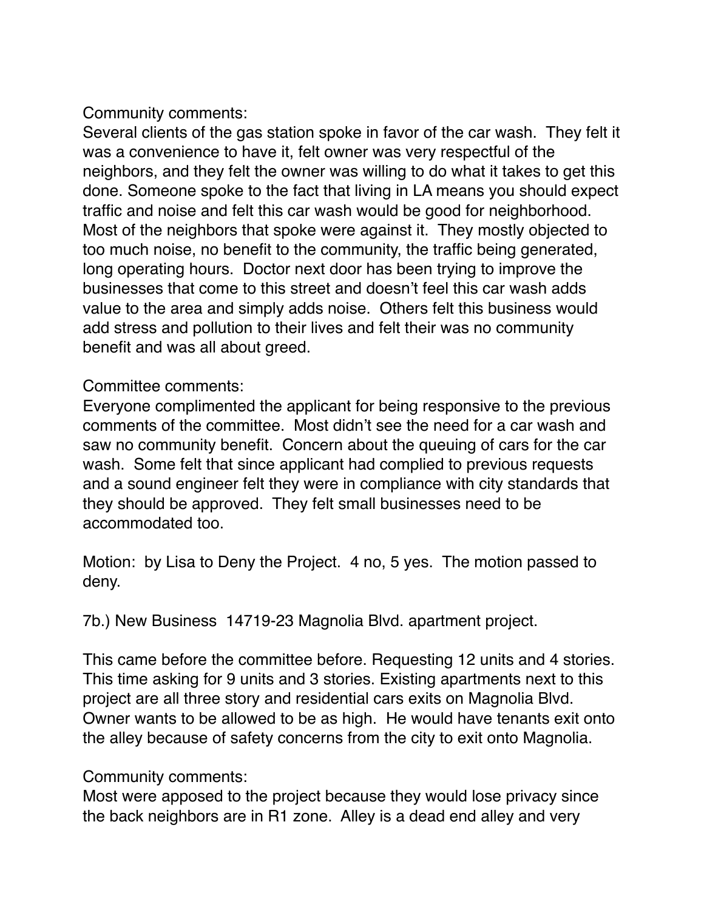Community comments:
Several clients of the gas station spoke in favor of the car wash. They felt it was a convenience to have it, felt owner was very respectful of the neighbors, and they felt the owner was willing to do what it takes to get this done. Someone spoke to the fact that living in LA means you should expect traffic and noise and felt this car wash would be good for neighborhood. Most of the neighbors that spoke were against it. They mostly objected to too much noise, no benefit to the community, the traffic being generated, long operating hours. Doctor next door has been trying to improve the businesses that come to this street and doesn't feel this car wash adds value to the area and simply adds noise. Others felt this business would add stress and pollution to their lives and felt their was no community benefit and was all about greed.

Committee comments:
Everyone complimented the applicant for being responsive to the previous comments of the committee. Most didn't see the need for a car wash and saw no community benefit. Concern about the queuing of cars for the car wash. Some felt that since applicant had complied to previous requests and a sound engineer felt they were in compliance with city standards that they should be approved. They felt small businesses need to be accommodated too.

Motion: by Lisa to Deny the Project. 4 no, 5 yes. The motion passed to deny.

7b.) New Business 14719-23 Magnolia Blvd. apartment project.

This came before the committee before. Requesting 12 units and 4 stories. This time asking for 9 units and 3 stories. Existing apartments next to this project are all three story and residential cars exits on Magnolia Blvd. Owner wants to be allowed to be as high. He would have tenants exit onto the alley because of safety concerns from the city to exit onto Magnolia.

Community comments:
Most were apposed to the project because they would lose privacy since the back neighbors are in R1 zone. Alley is a dead end alley and very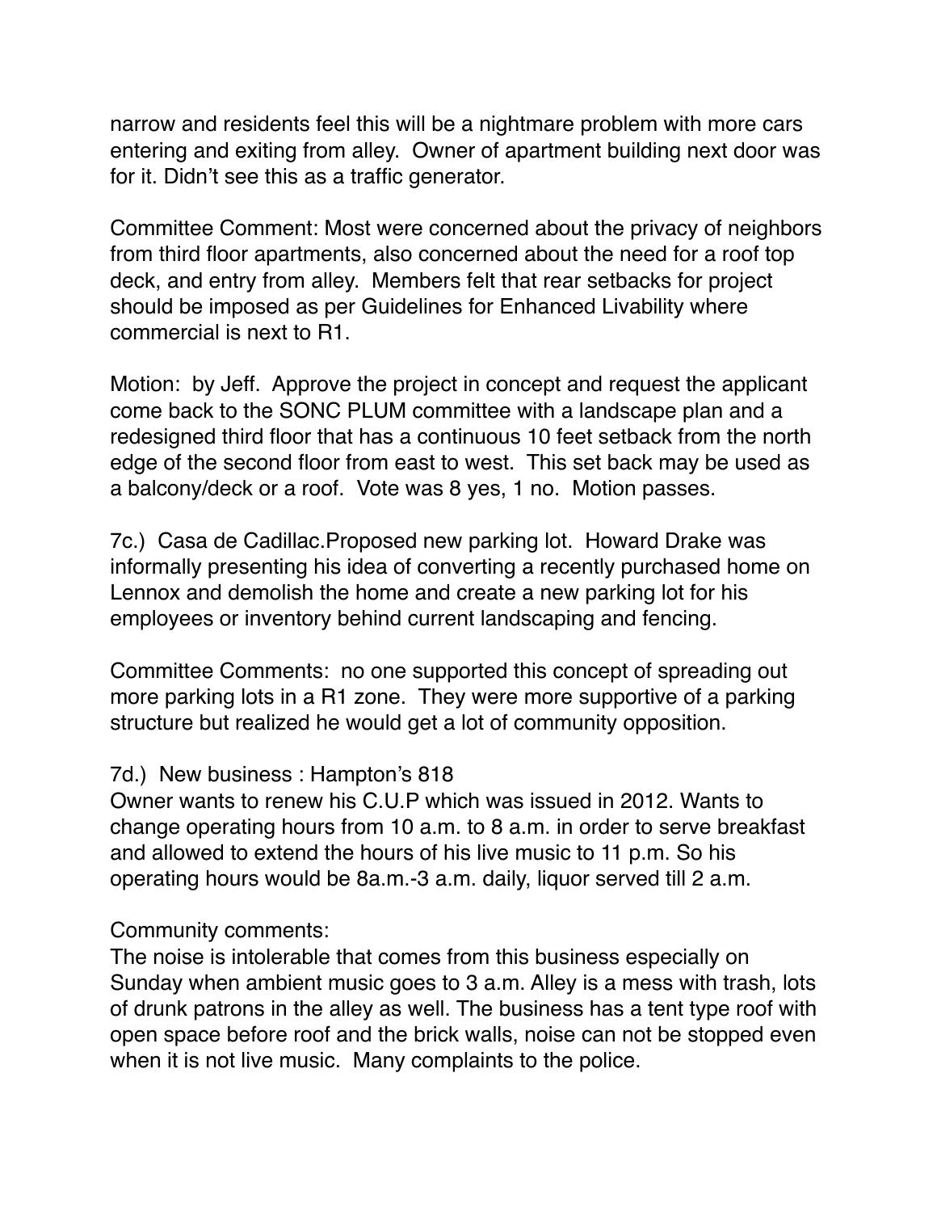narrow and residents feel this will be a nightmare problem with more cars entering and exiting from alley. Owner of apartment building next door was for it. Didn't see this as a traffic generator.

Committee Comment: Most were concerned about the privacy of neighbors from third floor apartments, also concerned about the need for a roof top deck, and entry from alley. Members felt that rear setbacks for project should be imposed as per Guidelines for Enhanced Livability where commercial is next to R1.

Motion: by Jeff. Approve the project in concept and request the applicant come back to the SONC PLUM committee with a landscape plan and a redesigned third floor that has a continuous 10 feet setback from the north edge of the second floor from east to west. This set back may be used as a balcony/deck or a roof. Vote was 8 yes, 1 no. Motion passes.

7c.) Casa de Cadillac.Proposed new parking lot. Howard Drake was informally presenting his idea of converting a recently purchased home on Lennox and demolish the home and create a new parking lot for his employees or inventory behind current landscaping and fencing.

Committee Comments: no one supported this concept of spreading out more parking lots in a R1 zone. They were more supportive of a parking structure but realized he would get a lot of community opposition.

7d.) New business : Hampton's 818
Owner wants to renew his C.U.P which was issued in 2012. Wants to change operating hours from 10 a.m. to 8 a.m. in order to serve breakfast and allowed to extend the hours of his live music to 11 p.m. So his operating hours would be 8a.m.-3 a.m. daily, liquor served till 2 a.m.

Community comments:
The noise is intolerable that comes from this business especially on Sunday when ambient music goes to 3 a.m. Alley is a mess with trash, lots of drunk patrons in the alley as well. The business has a tent type roof with open space before roof and the brick walls, noise can not be stopped even when it is not live music. Many complaints to the police.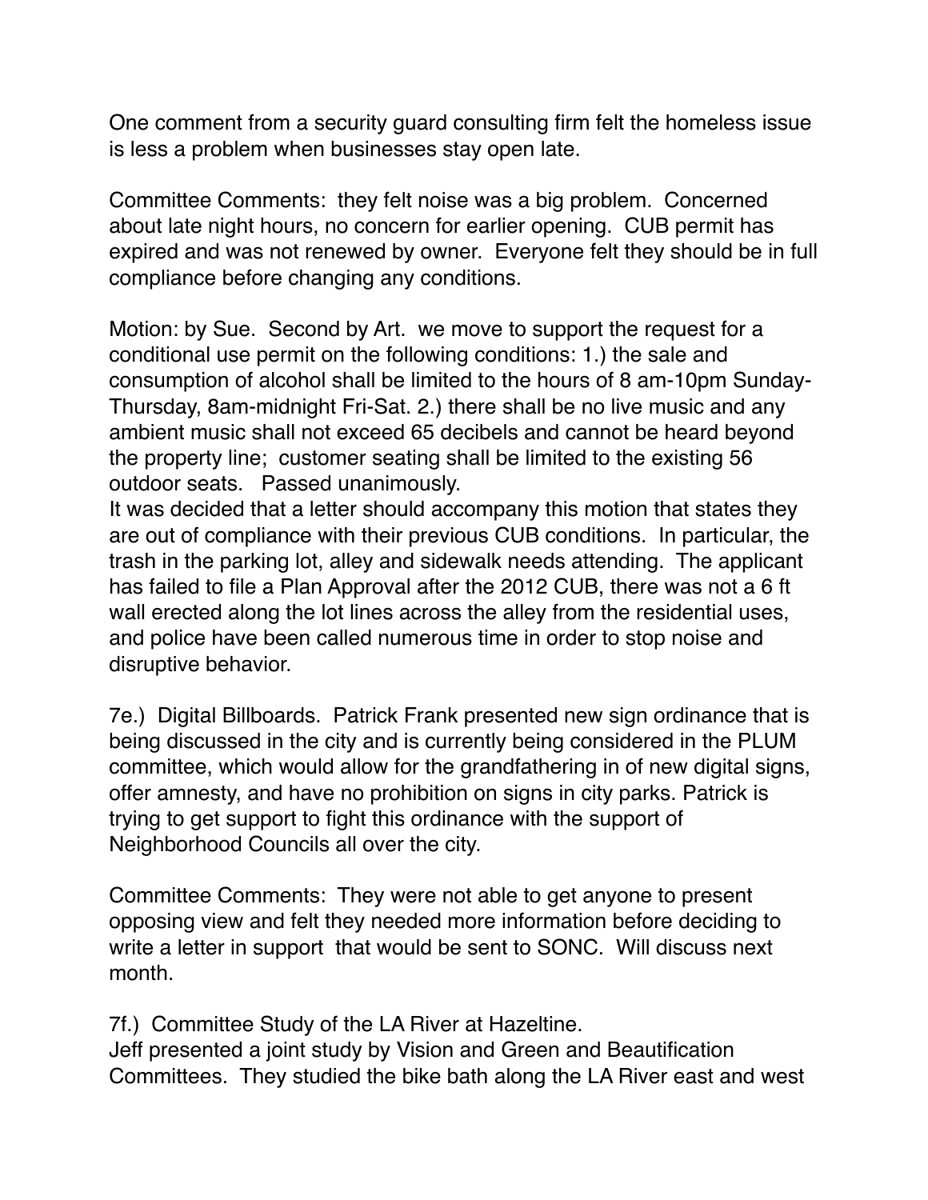One comment from a security guard consulting firm felt the homeless issue is less a problem when businesses stay open late.

Committee Comments: they felt noise was a big problem. Concerned about late night hours, no concern for earlier opening. CUB permit has expired and was not renewed by owner. Everyone felt they should be in full compliance before changing any conditions.

Motion: by Sue. Second by Art. we move to support the request for a conditional use permit on the following conditions: 1.) the sale and consumption of alcohol shall be limited to the hours of 8 am-10pm Sunday-Thursday, 8am-midnight Fri-Sat. 2.) there shall be no live music and any ambient music shall not exceed 65 decibels and cannot be heard beyond the property line; customer seating shall be limited to the existing 56 outdoor seats. Passed unanimously.
It was decided that a letter should accompany this motion that states they are out of compliance with their previous CUB conditions. In particular, the trash in the parking lot, alley and sidewalk needs attending. The applicant has failed to file a Plan Approval after the 2012 CUB, there was not a 6 ft wall erected along the lot lines across the alley from the residential uses, and police have been called numerous time in order to stop noise and disruptive behavior.

7e.) Digital Billboards. Patrick Frank presented new sign ordinance that is being discussed in the city and is currently being considered in the PLUM committee, which would allow for the grandfathering in of new digital signs, offer amnesty, and have no prohibition on signs in city parks. Patrick is trying to get support to fight this ordinance with the support of Neighborhood Councils all over the city.

Committee Comments: They were not able to get anyone to present opposing view and felt they needed more information before deciding to write a letter in support that would be sent to SONC. Will discuss next month.

7f.) Committee Study of the LA River at Hazeltine.
Jeff presented a joint study by Vision and Green and Beautification Committees. They studied the bike bath along the LA River east and west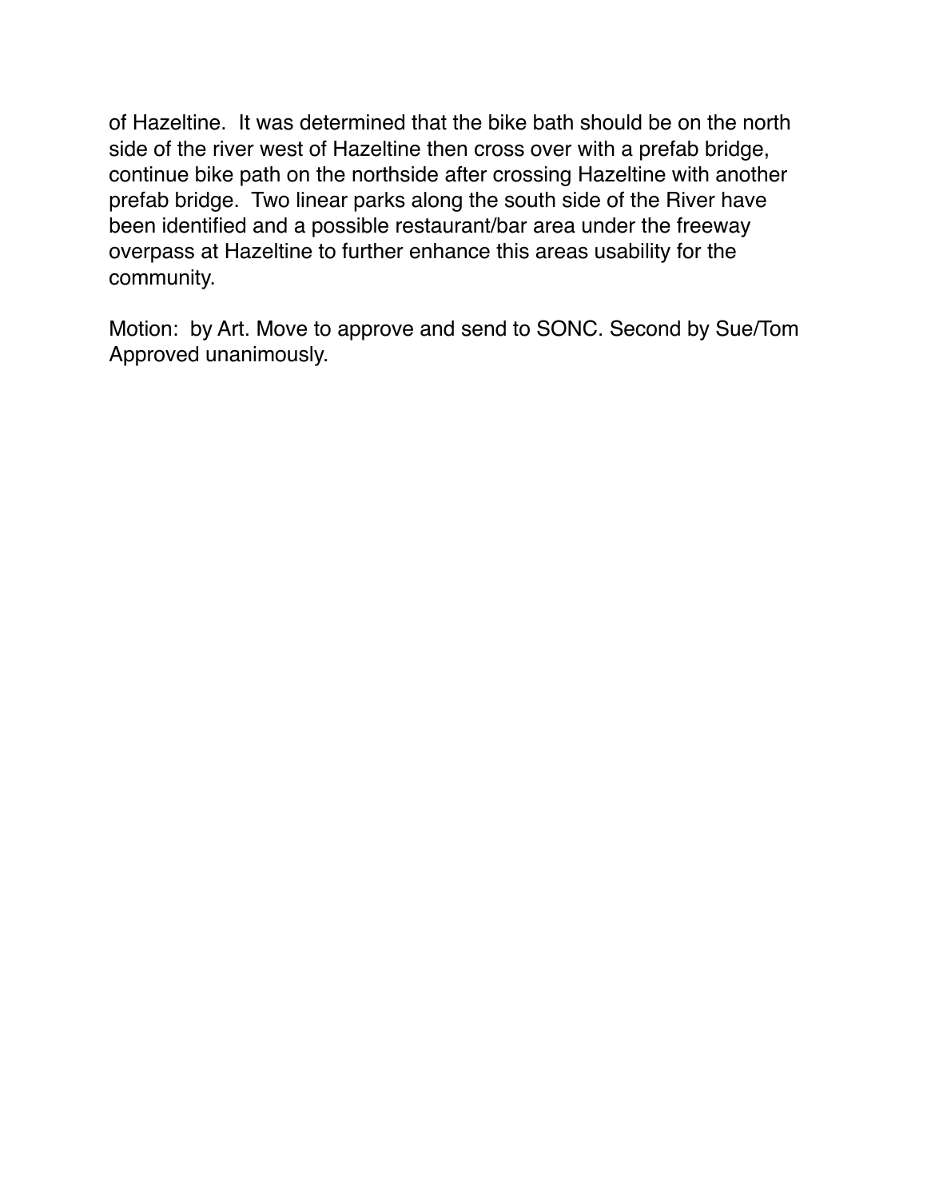of Hazeltine. It was determined that the bike bath should be on the north side of the river west of Hazeltine then cross over with a prefab bridge, continue bike path on the northside after crossing Hazeltine with another prefab bridge. Two linear parks along the south side of the River have been identified and a possible restaurant/bar area under the freeway overpass at Hazeltine to further enhance this areas usability for the community.

Motion: by Art. Move to approve and send to SONC. Second by Sue/Tom Approved unanimously.